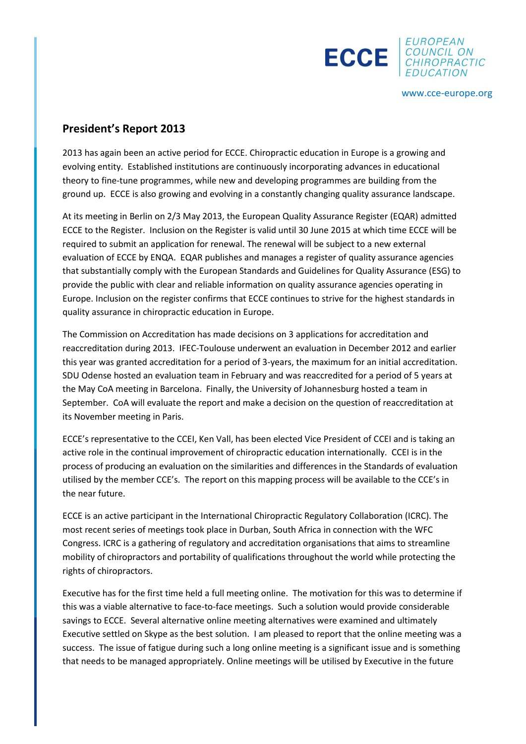ECCE | EUROPEAN COUNCIL ON CHIROPRACTIC EDUCATION

www.cce-europe.org

## President's Report 2013

2013 has again been an active period for ECCE. Chiropractic education in Europe is a growing and evolving entity. Established institutions are continuously incorporating advances in educational theory to fine-tune programmes, while new and developing programmes are building from the ground up. ECCE is also growing and evolving in a constantly changing quality assurance landscape.

At its meeting in Berlin on 2/3 May 2013, the European Quality Assurance Register (EQAR) admitted ECCE to the Register. Inclusion on the Register is valid until 30 June 2015 at which time ECCE will be required to submit an application for renewal. The renewal will be subject to a new external evaluation of ECCE by ENQA. EQAR publishes and manages a register of quality assurance agencies that substantially comply with the European Standards and Guidelines for Quality Assurance (ESG) to provide the public with clear and reliable information on quality assurance agencies operating in Europe. Inclusion on the register confirms that ECCE continues to strive for the highest standards in quality assurance in chiropractic education in Europe.

The Commission on Accreditation has made decisions on 3 applications for accreditation and reaccreditation during 2013. IFEC-Toulouse underwent an evaluation in December 2012 and earlier this year was granted accreditation for a period of 3-years, the maximum for an initial accreditation. SDU Odense hosted an evaluation team in February and was reaccredited for a period of 5 years at the May CoA meeting in Barcelona. Finally, the University of Johannesburg hosted a team in September. CoA will evaluate the report and make a decision on the question of reaccreditation at its November meeting in Paris.

ECCE's representative to the CCEI, Ken Vall, has been elected Vice President of CCEI and is taking an active role in the continual improvement of chiropractic education internationally. CCEI is in the process of producing an evaluation on the similarities and differences in the Standards of evaluation utilised by the member CCE's. The report on this mapping process will be available to the CCE's in the near future.

ECCE is an active participant in the International Chiropractic Regulatory Collaboration (ICRC). The most recent series of meetings took place in Durban, South Africa in connection with the WFC Congress. ICRC is a gathering of regulatory and accreditation organisations that aims to streamline mobility of chiropractors and portability of qualifications throughout the world while protecting the rights of chiropractors.

Executive has for the first time held a full meeting online. The motivation for this was to determine if this was a viable alternative to face-to-face meetings. Such a solution would provide considerable savings to ECCE. Several alternative online meeting alternatives were examined and ultimately Executive settled on Skype as the best solution. I am pleased to report that the online meeting was a success. The issue of fatigue during such a long online meeting is a significant issue and is something that needs to be managed appropriately. Online meetings will be utilised by Executive in the future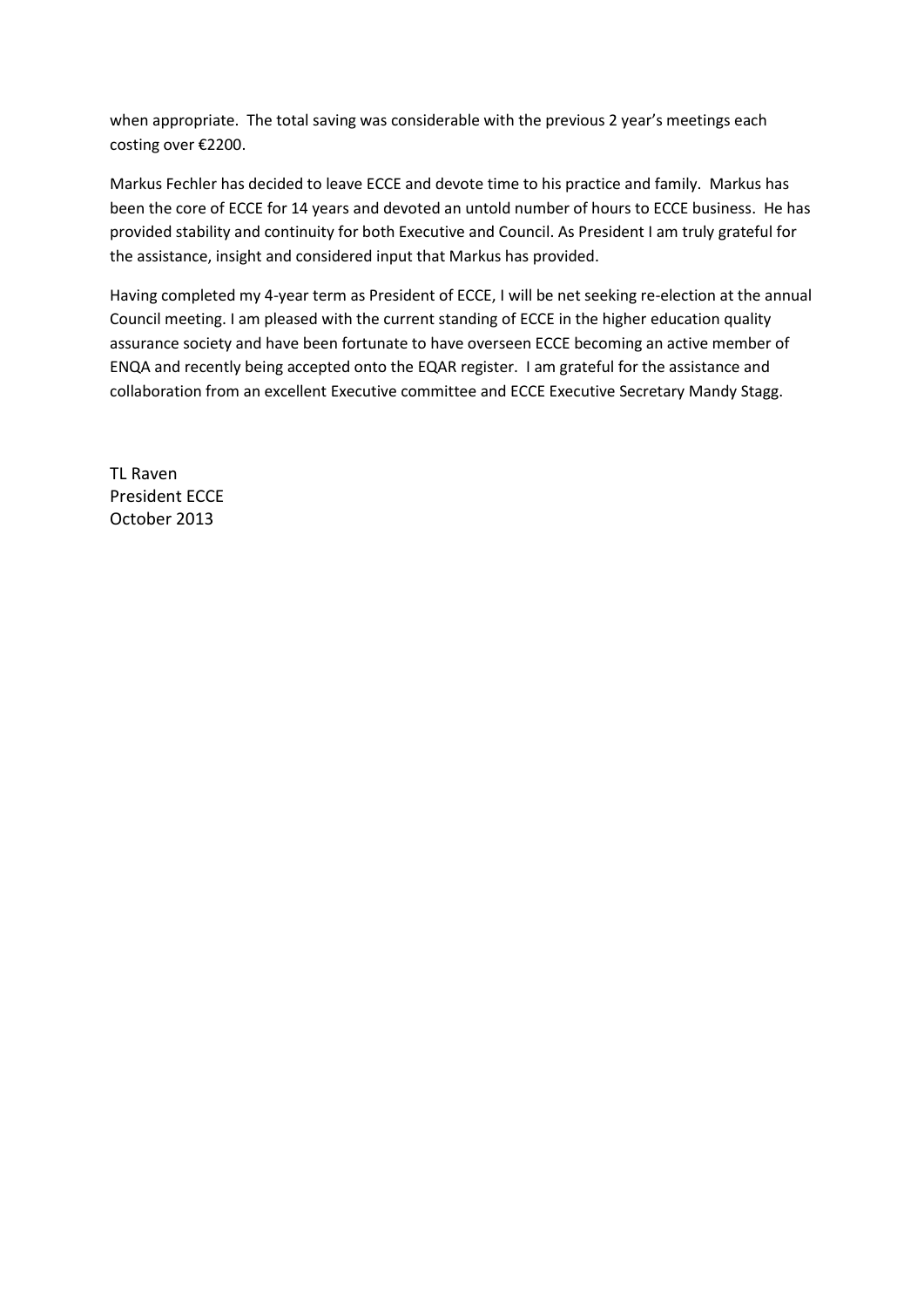when appropriate. The total saving was considerable with the previous 2 year's meetings each costing over €2200.

Markus Fechler has decided to leave ECCE and devote time to his practice and family. Markus has been the core of ECCE for 14 years and devoted an untold number of hours to ECCE business. He has provided stability and continuity for both Executive and Council. As President I am truly grateful for the assistance, insight and considered input that Markus has provided.

Having completed my 4-year term as President of ECCE, I will be net seeking re-election at the annual Council meeting. I am pleased with the current standing of ECCE in the higher education quality assurance society and have been fortunate to have overseen ECCE becoming an active member of ENQA and recently being accepted onto the EQAR register. I am grateful for the assistance and collaboration from an excellent Executive committee and ECCE Executive Secretary Mandy Stagg.

TL Raven  
President ECCE  
October 2013